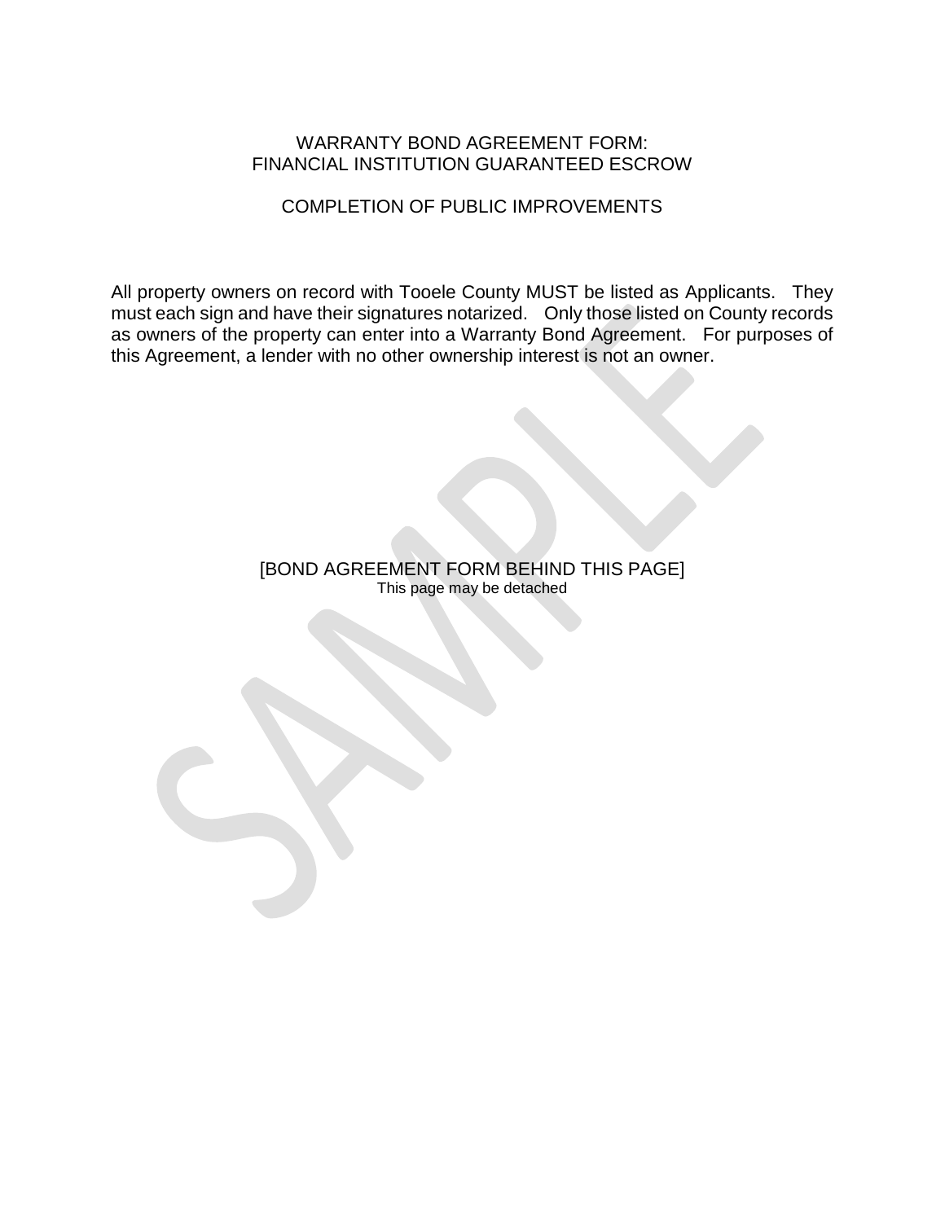# WARRANTY BOND AGREEMENT FORM: FINANCIAL INSTITUTION GUARANTEED ESCROW

## COMPLETION OF PUBLIC IMPROVEMENTS

All property owners on record with Tooele County MUST be listed as Applicants. They must each sign and have their signatures notarized. Only those listed on County records as owners of the property can enter into a Warranty Bond Agreement. For purposes of this Agreement, a lender with no other ownership interest is not an owner.

[BOND AGREEMENT FORM BEHIND THIS PAGE]
This page may be detached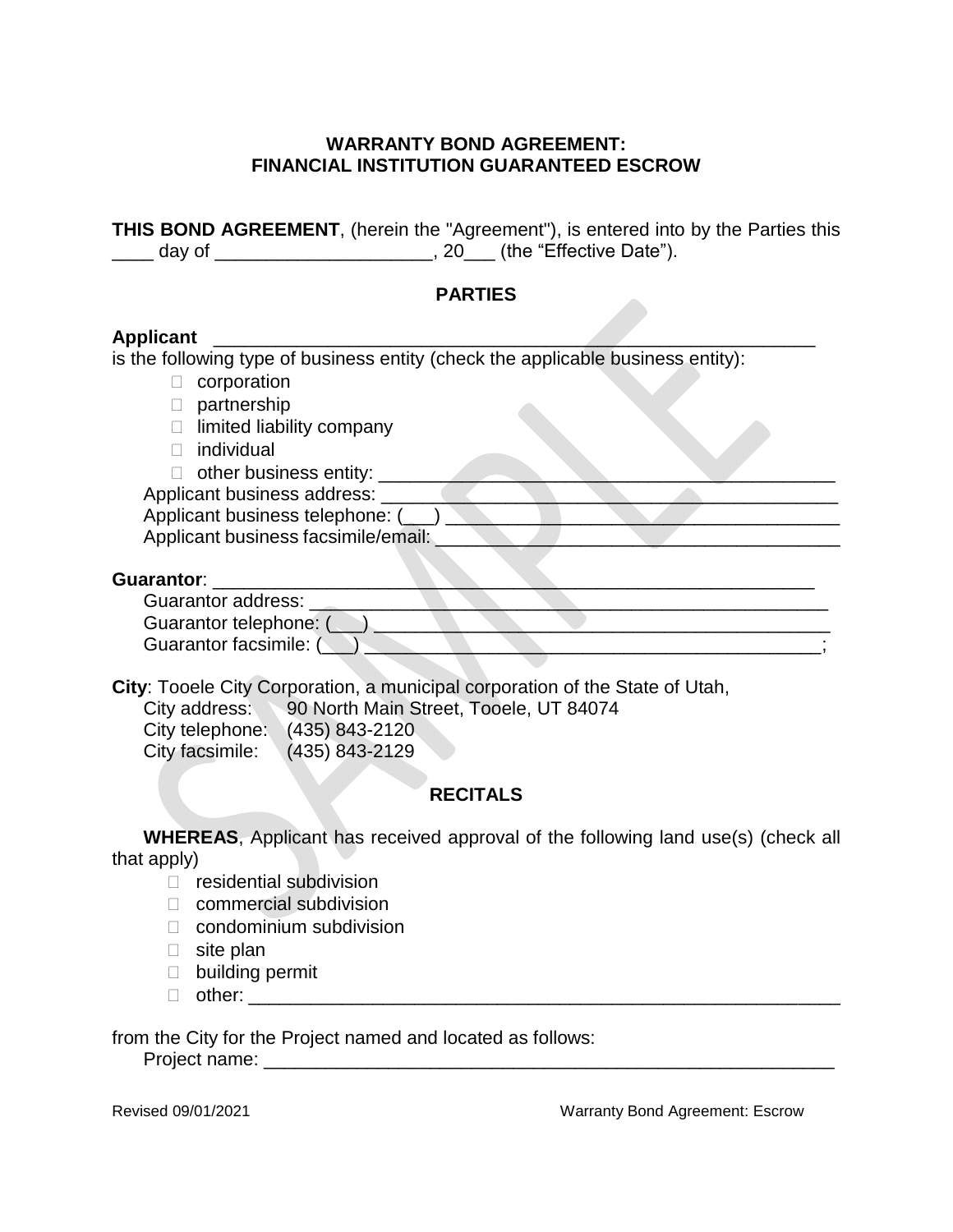**WARRANTY BOND AGREEMENT:**
**FINANCIAL INSTITUTION GUARANTEED ESCROW**

**THIS BOND AGREEMENT**, (herein the "Agreement"), is entered into by the Parties this \_\_\_\_ day of \_\_\_\_\_\_\_\_\_\_\_\_\_\_\_\_\_\_\_\_\_\_, 20\_\_\_ (the "Effective Date").

## PARTIES

**Applicant** \_\_\_\_\_\_\_\_\_\_\_\_\_\_\_\_\_\_\_\_\_\_\_\_\_\_\_\_\_\_\_\_\_\_\_\_\_\_\_\_\_\_\_\_\_\_\_\_\_\_\_\_\_\_\_\_\_\_\_
is the following type of business entity (check the applicable business entity):

- ☐ corporation
- ☐ partnership
- ☐ limited liability company
- ☐ individual
- ☐ other business entity: \_\_\_\_\_\_\_\_\_\_\_\_\_\_\_\_\_\_\_\_\_\_\_\_\_\_\_\_\_\_\_\_\_\_\_\_\_\_\_\_\_\_\_\_\_

Applicant business address: \_\_\_\_\_\_\_\_\_\_\_\_\_\_\_\_\_\_\_\_\_\_\_\_\_\_\_\_\_\_\_\_\_\_\_\_\_\_\_\_\_\_\_\_\_
Applicant business telephone: (\_\_\_) \_\_\_\_\_\_\_\_\_\_\_\_\_\_\_\_\_\_\_\_\_\_\_\_\_\_\_\_\_\_\_\_\_\_\_\_\_\_
Applicant business facsimile/email: \_\_\_\_\_\_\_\_\_\_\_\_\_\_\_\_\_\_\_\_\_\_\_\_\_\_\_\_\_\_\_\_\_\_\_\_\_\_\_\_

**Guarantor**: \_\_\_\_\_\_\_\_\_\_\_\_\_\_\_\_\_\_\_\_\_\_\_\_\_\_\_\_\_\_\_\_\_\_\_\_\_\_\_\_\_\_\_\_\_\_\_\_\_\_\_\_\_\_\_\_\_\_\_
Guarantor address: \_\_\_\_\_\_\_\_\_\_\_\_\_\_\_\_\_\_\_\_\_\_\_\_\_\_\_\_\_\_\_\_\_\_\_\_\_\_\_\_\_\_\_\_\_\_\_\_\_\_\_\_\_
Guarantor telephone: (\_\_\_) \_\_\_\_\_\_\_\_\_\_\_\_\_\_\_\_\_\_\_\_\_\_\_\_\_\_\_\_\_\_\_\_\_\_\_\_\_\_\_\_\_\_\_\_\_\_
Guarantor facsimile: (\_\_\_) \_\_\_\_\_\_\_\_\_\_\_\_\_\_\_\_\_\_\_\_\_\_\_\_\_\_\_\_\_\_\_\_\_\_\_\_\_\_\_\_\_\_\_\_\_\_;

**City**: Tooele City Corporation, a municipal corporation of the State of Utah,
City address: 90 North Main Street, Tooele, UT 84074
City telephone: (435) 843-2120
City facsimile: (435) 843-2129

## RECITALS

**WHEREAS**, Applicant has received approval of the following land use(s) (check all that apply)

- ☐ residential subdivision
- ☐ commercial subdivision
- ☐ condominium subdivision
- ☐ site plan
- ☐ building permit
- ☐ other: \_\_\_\_\_\_\_\_\_\_\_\_\_\_\_\_\_\_\_\_\_\_\_\_\_\_\_\_\_\_\_\_\_\_\_\_\_\_\_\_\_\_\_\_\_\_\_\_\_\_\_\_\_\_\_\_\_\_

from the City for the Project named and located as follows:
Project name: \_\_\_\_\_\_\_\_\_\_\_\_\_\_\_\_\_\_\_\_\_\_\_\_\_\_\_\_\_\_\_\_\_\_\_\_\_\_\_\_\_\_\_\_\_\_\_\_\_\_\_\_\_\_\_\_\_\_\_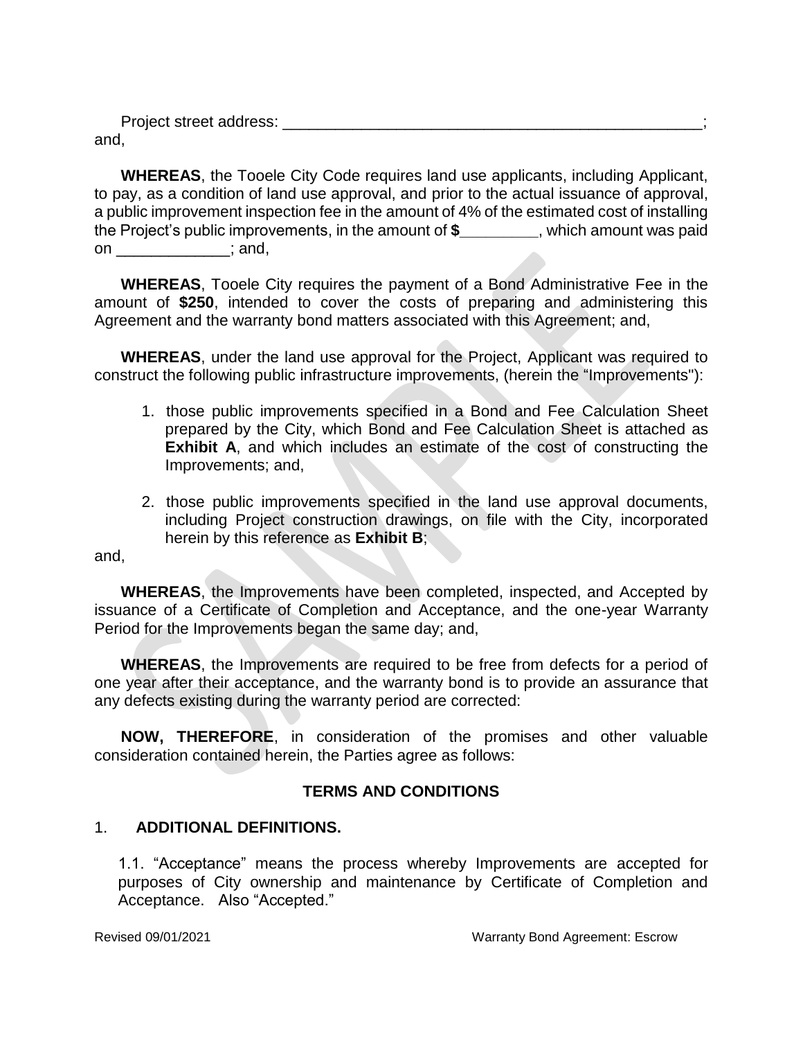Project street address: ___________________________________________________; and,

**WHEREAS**, the Tooele City Code requires land use applicants, including Applicant, to pay, as a condition of land use approval, and prior to the actual issuance of approval, a public improvement inspection fee in the amount of 4% of the estimated cost of installing the Project's public improvements, in the amount of **$_________**, which amount was paid on _____________; and,

**WHEREAS**, Tooele City requires the payment of a Bond Administrative Fee in the amount of **$250**, intended to cover the costs of preparing and administering this Agreement and the warranty bond matters associated with this Agreement; and,

**WHEREAS**, under the land use approval for the Project, Applicant was required to construct the following public infrastructure improvements, (herein the "Improvements"):

1. those public improvements specified in a Bond and Fee Calculation Sheet prepared by the City, which Bond and Fee Calculation Sheet is attached as **Exhibit A**, and which includes an estimate of the cost of constructing the Improvements; and,
2. those public improvements specified in the land use approval documents, including Project construction drawings, on file with the City, incorporated herein by this reference as **Exhibit B**;

and,

**WHEREAS**, the Improvements have been completed, inspected, and Accepted by issuance of a Certificate of Completion and Acceptance, and the one-year Warranty Period for the Improvements began the same day; and,

**WHEREAS**, the Improvements are required to be free from defects for a period of one year after their acceptance, and the warranty bond is to provide an assurance that any defects existing during the warranty period are corrected:

**NOW, THEREFORE**, in consideration of the promises and other valuable consideration contained herein, the Parties agree as follows:

## TERMS AND CONDITIONS

### 1. ADDITIONAL DEFINITIONS.

1.1. "Acceptance" means the process whereby Improvements are accepted for purposes of City ownership and maintenance by Certificate of Completion and Acceptance. Also "Accepted."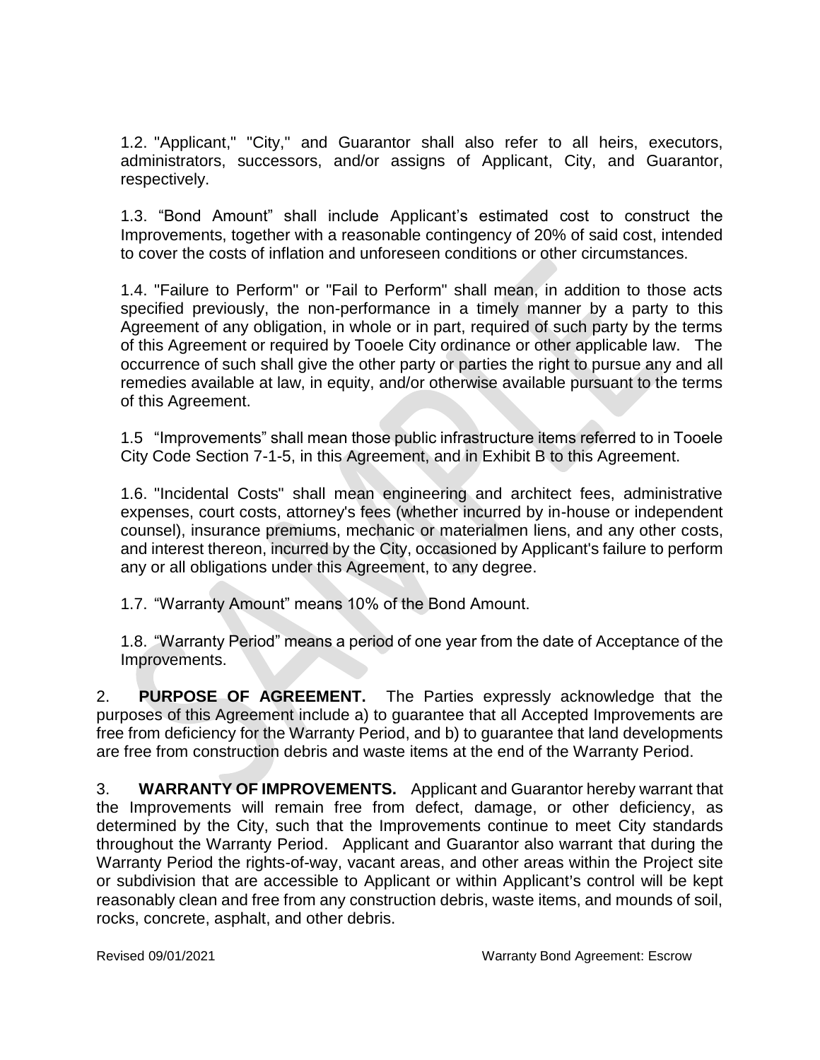1.2. "Applicant," "City," and Guarantor shall also refer to all heirs, executors, administrators, successors, and/or assigns of Applicant, City, and Guarantor, respectively.

1.3. "Bond Amount" shall include Applicant's estimated cost to construct the Improvements, together with a reasonable contingency of 20% of said cost, intended to cover the costs of inflation and unforeseen conditions or other circumstances.

1.4. "Failure to Perform" or "Fail to Perform" shall mean, in addition to those acts specified previously, the non-performance in a timely manner by a party to this Agreement of any obligation, in whole or in part, required of such party by the terms of this Agreement or required by Tooele City ordinance or other applicable law. The occurrence of such shall give the other party or parties the right to pursue any and all remedies available at law, in equity, and/or otherwise available pursuant to the terms of this Agreement.

1.5 "Improvements" shall mean those public infrastructure items referred to in Tooele City Code Section 7-1-5, in this Agreement, and in Exhibit B to this Agreement.

1.6. "Incidental Costs" shall mean engineering and architect fees, administrative expenses, court costs, attorney's fees (whether incurred by in-house or independent counsel), insurance premiums, mechanic or materialmen liens, and any other costs, and interest thereon, incurred by the City, occasioned by Applicant's failure to perform any or all obligations under this Agreement, to any degree.

1.7. "Warranty Amount" means 10% of the Bond Amount.

1.8. "Warranty Period" means a period of one year from the date of Acceptance of the Improvements.

2. **PURPOSE OF AGREEMENT.** The Parties expressly acknowledge that the purposes of this Agreement include a) to guarantee that all Accepted Improvements are free from deficiency for the Warranty Period, and b) to guarantee that land developments are free from construction debris and waste items at the end of the Warranty Period.

3. **WARRANTY OF IMPROVEMENTS.** Applicant and Guarantor hereby warrant that the Improvements will remain free from defect, damage, or other deficiency, as determined by the City, such that the Improvements continue to meet City standards throughout the Warranty Period. Applicant and Guarantor also warrant that during the Warranty Period the rights-of-way, vacant areas, and other areas within the Project site or subdivision that are accessible to Applicant or within Applicant's control will be kept reasonably clean and free from any construction debris, waste items, and mounds of soil, rocks, concrete, asphalt, and other debris.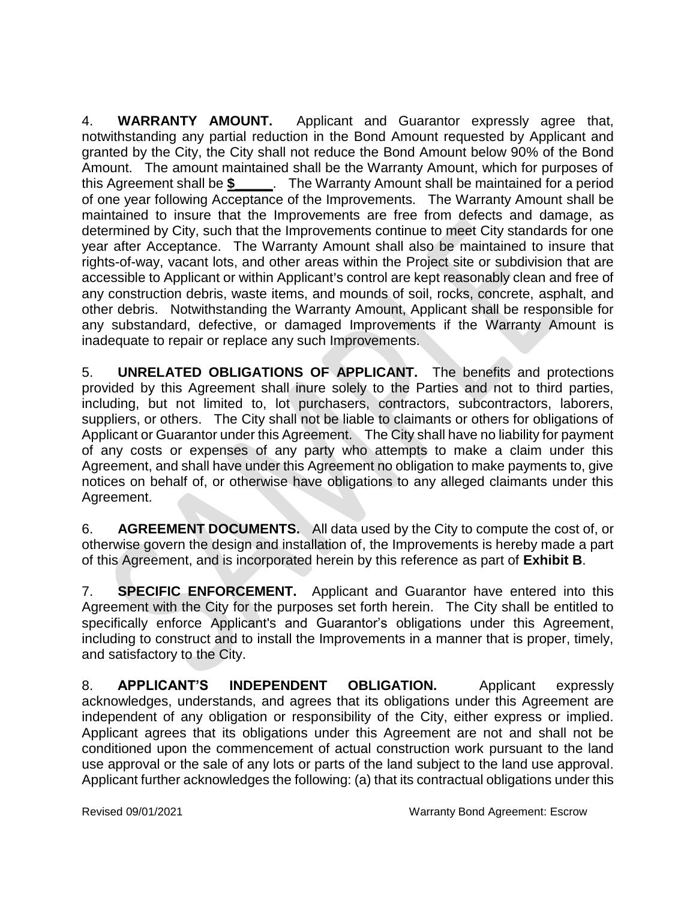4. **WARRANTY AMOUNT.** Applicant and Guarantor expressly agree that, notwithstanding any partial reduction in the Bond Amount requested by Applicant and granted by the City, the City shall not reduce the Bond Amount below 90% of the Bond Amount. The amount maintained shall be the Warranty Amount, which for purposes of this Agreement shall be **$_____**. The Warranty Amount shall be maintained for a period of one year following Acceptance of the Improvements. The Warranty Amount shall be maintained to insure that the Improvements are free from defects and damage, as determined by City, such that the Improvements continue to meet City standards for one year after Acceptance. The Warranty Amount shall also be maintained to insure that rights-of-way, vacant lots, and other areas within the Project site or subdivision that are accessible to Applicant or within Applicant's control are kept reasonably clean and free of any construction debris, waste items, and mounds of soil, rocks, concrete, asphalt, and other debris. Notwithstanding the Warranty Amount, Applicant shall be responsible for any substandard, defective, or damaged Improvements if the Warranty Amount is inadequate to repair or replace any such Improvements.

5. **UNRELATED OBLIGATIONS OF APPLICANT.** The benefits and protections provided by this Agreement shall inure solely to the Parties and not to third parties, including, but not limited to, lot purchasers, contractors, subcontractors, laborers, suppliers, or others. The City shall not be liable to claimants or others for obligations of Applicant or Guarantor under this Agreement. The City shall have no liability for payment of any costs or expenses of any party who attempts to make a claim under this Agreement, and shall have under this Agreement no obligation to make payments to, give notices on behalf of, or otherwise have obligations to any alleged claimants under this Agreement.

6. **AGREEMENT DOCUMENTS.** All data used by the City to compute the cost of, or otherwise govern the design and installation of, the Improvements is hereby made a part of this Agreement, and is incorporated herein by this reference as part of **Exhibit B**.

7. **SPECIFIC ENFORCEMENT.** Applicant and Guarantor have entered into this Agreement with the City for the purposes set forth herein. The City shall be entitled to specifically enforce Applicant's and Guarantor's obligations under this Agreement, including to construct and to install the Improvements in a manner that is proper, timely, and satisfactory to the City.

8. **APPLICANT'S INDEPENDENT OBLIGATION.** Applicant expressly acknowledges, understands, and agrees that its obligations under this Agreement are independent of any obligation or responsibility of the City, either express or implied. Applicant agrees that its obligations under this Agreement are not and shall not be conditioned upon the commencement of actual construction work pursuant to the land use approval or the sale of any lots or parts of the land subject to the land use approval. Applicant further acknowledges the following: (a) that its contractual obligations under this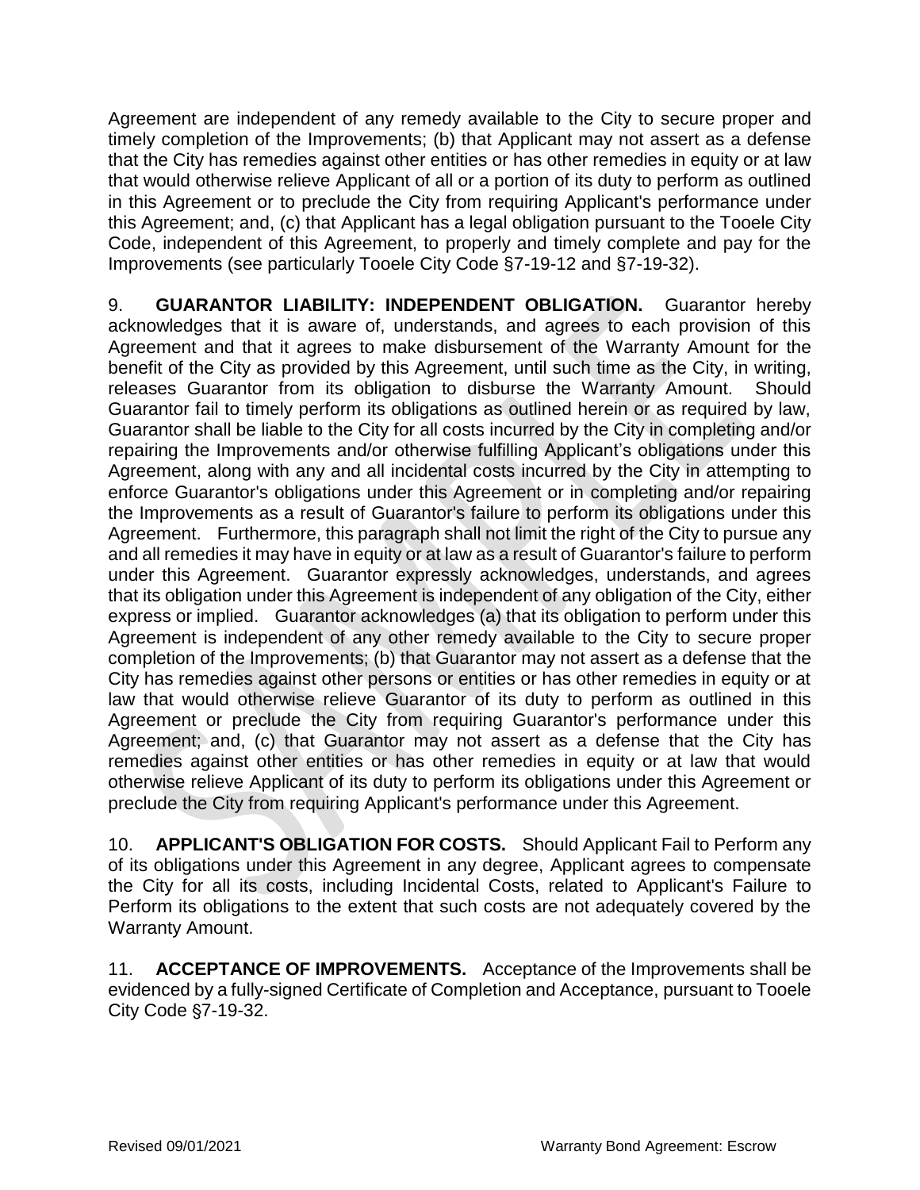Agreement are independent of any remedy available to the City to secure proper and timely completion of the Improvements; (b) that Applicant may not assert as a defense that the City has remedies against other entities or has other remedies in equity or at law that would otherwise relieve Applicant of all or a portion of its duty to perform as outlined in this Agreement or to preclude the City from requiring Applicant's performance under this Agreement; and, (c) that Applicant has a legal obligation pursuant to the Tooele City Code, independent of this Agreement, to properly and timely complete and pay for the Improvements (see particularly Tooele City Code §7-19-12 and §7-19-32).

9. **GUARANTOR LIABILITY: INDEPENDENT OBLIGATION.** Guarantor hereby acknowledges that it is aware of, understands, and agrees to each provision of this Agreement and that it agrees to make disbursement of the Warranty Amount for the benefit of the City as provided by this Agreement, until such time as the City, in writing, releases Guarantor from its obligation to disburse the Warranty Amount. Should Guarantor fail to timely perform its obligations as outlined herein or as required by law, Guarantor shall be liable to the City for all costs incurred by the City in completing and/or repairing the Improvements and/or otherwise fulfilling Applicant's obligations under this Agreement, along with any and all incidental costs incurred by the City in attempting to enforce Guarantor's obligations under this Agreement or in completing and/or repairing the Improvements as a result of Guarantor's failure to perform its obligations under this Agreement. Furthermore, this paragraph shall not limit the right of the City to pursue any and all remedies it may have in equity or at law as a result of Guarantor's failure to perform under this Agreement. Guarantor expressly acknowledges, understands, and agrees that its obligation under this Agreement is independent of any obligation of the City, either express or implied. Guarantor acknowledges (a) that its obligation to perform under this Agreement is independent of any other remedy available to the City to secure proper completion of the Improvements; (b) that Guarantor may not assert as a defense that the City has remedies against other persons or entities or has other remedies in equity or at law that would otherwise relieve Guarantor of its duty to perform as outlined in this Agreement or preclude the City from requiring Guarantor's performance under this Agreement; and, (c) that Guarantor may not assert as a defense that the City has remedies against other entities or has other remedies in equity or at law that would otherwise relieve Applicant of its duty to perform its obligations under this Agreement or preclude the City from requiring Applicant's performance under this Agreement.

10. **APPLICANT'S OBLIGATION FOR COSTS.** Should Applicant Fail to Perform any of its obligations under this Agreement in any degree, Applicant agrees to compensate the City for all its costs, including Incidental Costs, related to Applicant's Failure to Perform its obligations to the extent that such costs are not adequately covered by the Warranty Amount.

11. **ACCEPTANCE OF IMPROVEMENTS.** Acceptance of the Improvements shall be evidenced by a fully-signed Certificate of Completion and Acceptance, pursuant to Tooele City Code §7-19-32.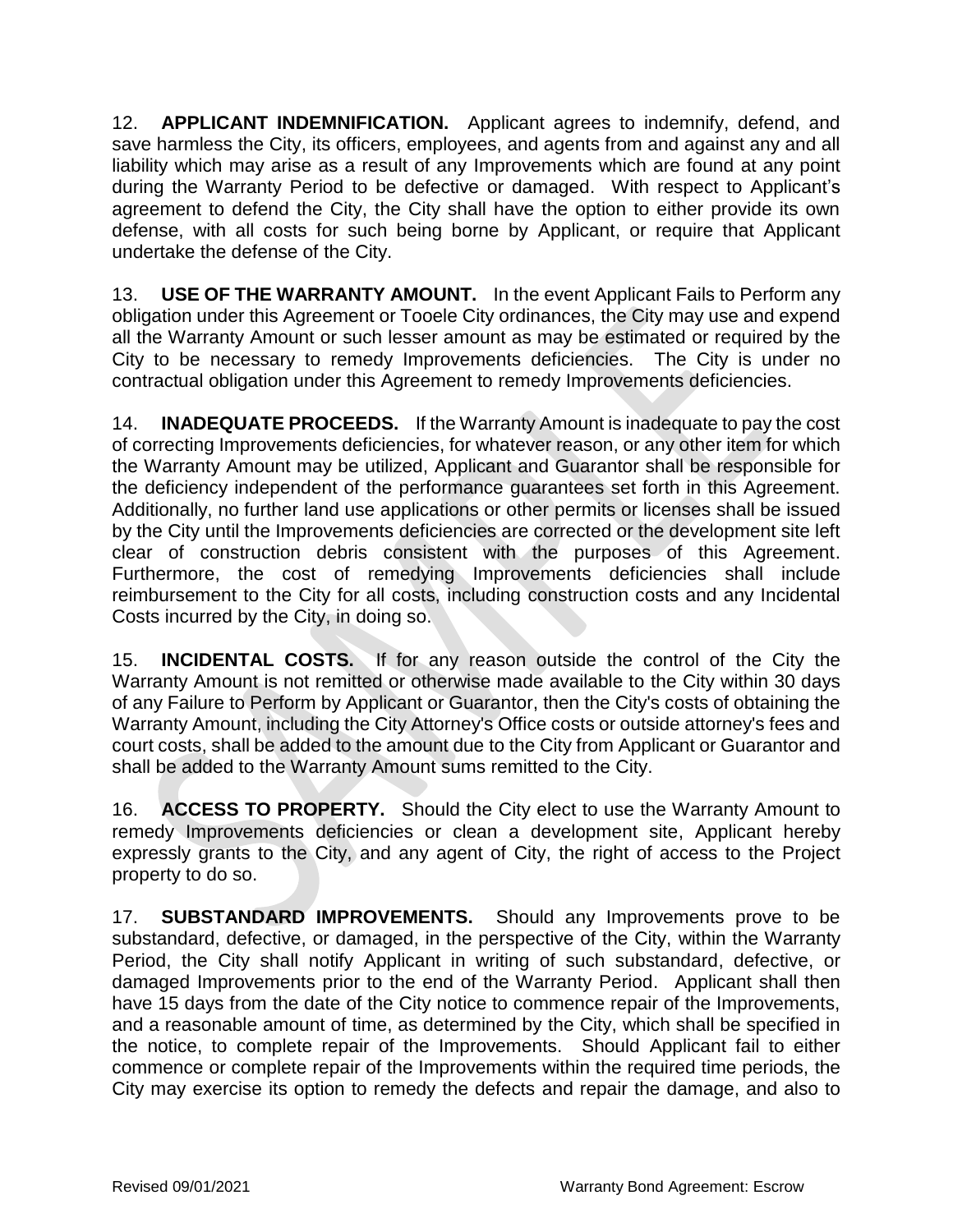12. **APPLICANT INDEMNIFICATION.** Applicant agrees to indemnify, defend, and save harmless the City, its officers, employees, and agents from and against any and all liability which may arise as a result of any Improvements which are found at any point during the Warranty Period to be defective or damaged. With respect to Applicant's agreement to defend the City, the City shall have the option to either provide its own defense, with all costs for such being borne by Applicant, or require that Applicant undertake the defense of the City.

13. **USE OF THE WARRANTY AMOUNT.** In the event Applicant Fails to Perform any obligation under this Agreement or Tooele City ordinances, the City may use and expend all the Warranty Amount or such lesser amount as may be estimated or required by the City to be necessary to remedy Improvements deficiencies. The City is under no contractual obligation under this Agreement to remedy Improvements deficiencies.

14. **INADEQUATE PROCEEDS.** If the Warranty Amount is inadequate to pay the cost of correcting Improvements deficiencies, for whatever reason, or any other item for which the Warranty Amount may be utilized, Applicant and Guarantor shall be responsible for the deficiency independent of the performance guarantees set forth in this Agreement. Additionally, no further land use applications or other permits or licenses shall be issued by the City until the Improvements deficiencies are corrected or the development site left clear of construction debris consistent with the purposes of this Agreement. Furthermore, the cost of remedying Improvements deficiencies shall include reimbursement to the City for all costs, including construction costs and any Incidental Costs incurred by the City, in doing so.

15. **INCIDENTAL COSTS.** If for any reason outside the control of the City the Warranty Amount is not remitted or otherwise made available to the City within 30 days of any Failure to Perform by Applicant or Guarantor, then the City's costs of obtaining the Warranty Amount, including the City Attorney's Office costs or outside attorney's fees and court costs, shall be added to the amount due to the City from Applicant or Guarantor and shall be added to the Warranty Amount sums remitted to the City.

16. **ACCESS TO PROPERTY.** Should the City elect to use the Warranty Amount to remedy Improvements deficiencies or clean a development site, Applicant hereby expressly grants to the City, and any agent of City, the right of access to the Project property to do so.

17. **SUBSTANDARD IMPROVEMENTS.** Should any Improvements prove to be substandard, defective, or damaged, in the perspective of the City, within the Warranty Period, the City shall notify Applicant in writing of such substandard, defective, or damaged Improvements prior to the end of the Warranty Period. Applicant shall then have 15 days from the date of the City notice to commence repair of the Improvements, and a reasonable amount of time, as determined by the City, which shall be specified in the notice, to complete repair of the Improvements. Should Applicant fail to either commence or complete repair of the Improvements within the required time periods, the City may exercise its option to remedy the defects and repair the damage, and also to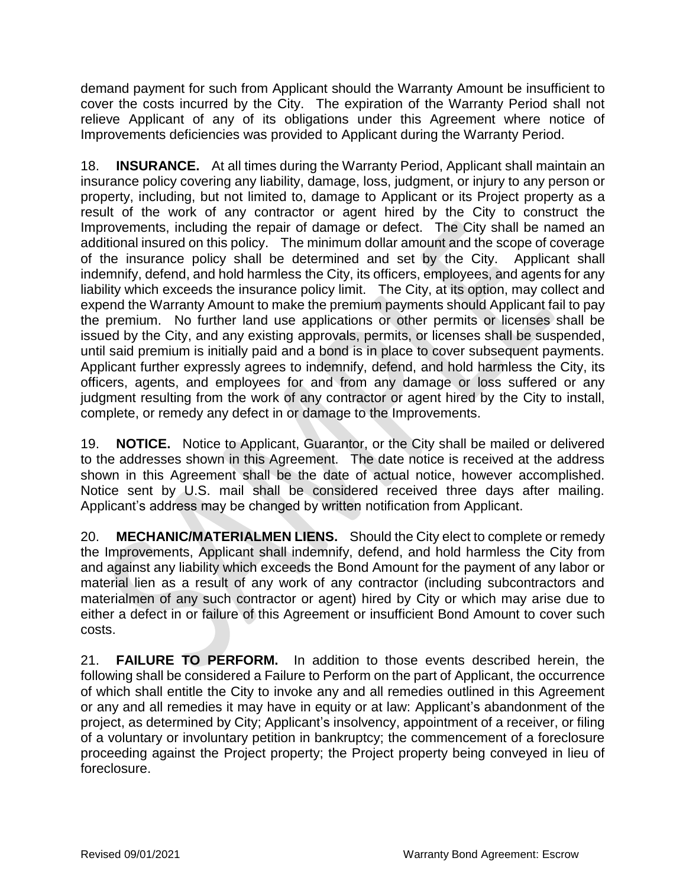demand payment for such from Applicant should the Warranty Amount be insufficient to cover the costs incurred by the City. The expiration of the Warranty Period shall not relieve Applicant of any of its obligations under this Agreement where notice of Improvements deficiencies was provided to Applicant during the Warranty Period.

18. **INSURANCE.** At all times during the Warranty Period, Applicant shall maintain an insurance policy covering any liability, damage, loss, judgment, or injury to any person or property, including, but not limited to, damage to Applicant or its Project property as a result of the work of any contractor or agent hired by the City to construct the Improvements, including the repair of damage or defect. The City shall be named an additional insured on this policy. The minimum dollar amount and the scope of coverage of the insurance policy shall be determined and set by the City. Applicant shall indemnify, defend, and hold harmless the City, its officers, employees, and agents for any liability which exceeds the insurance policy limit. The City, at its option, may collect and expend the Warranty Amount to make the premium payments should Applicant fail to pay the premium. No further land use applications or other permits or licenses shall be issued by the City, and any existing approvals, permits, or licenses shall be suspended, until said premium is initially paid and a bond is in place to cover subsequent payments. Applicant further expressly agrees to indemnify, defend, and hold harmless the City, its officers, agents, and employees for and from any damage or loss suffered or any judgment resulting from the work of any contractor or agent hired by the City to install, complete, or remedy any defect in or damage to the Improvements.

19. **NOTICE.** Notice to Applicant, Guarantor, or the City shall be mailed or delivered to the addresses shown in this Agreement. The date notice is received at the address shown in this Agreement shall be the date of actual notice, however accomplished. Notice sent by U.S. mail shall be considered received three days after mailing. Applicant's address may be changed by written notification from Applicant.

20. **MECHANIC/MATERIALMEN LIENS.** Should the City elect to complete or remedy the Improvements, Applicant shall indemnify, defend, and hold harmless the City from and against any liability which exceeds the Bond Amount for the payment of any labor or material lien as a result of any work of any contractor (including subcontractors and materialmen of any such contractor or agent) hired by City or which may arise due to either a defect in or failure of this Agreement or insufficient Bond Amount to cover such costs.

21. **FAILURE TO PERFORM.** In addition to those events described herein, the following shall be considered a Failure to Perform on the part of Applicant, the occurrence of which shall entitle the City to invoke any and all remedies outlined in this Agreement or any and all remedies it may have in equity or at law: Applicant's abandonment of the project, as determined by City; Applicant's insolvency, appointment of a receiver, or filing of a voluntary or involuntary petition in bankruptcy; the commencement of a foreclosure proceeding against the Project property; the Project property being conveyed in lieu of foreclosure.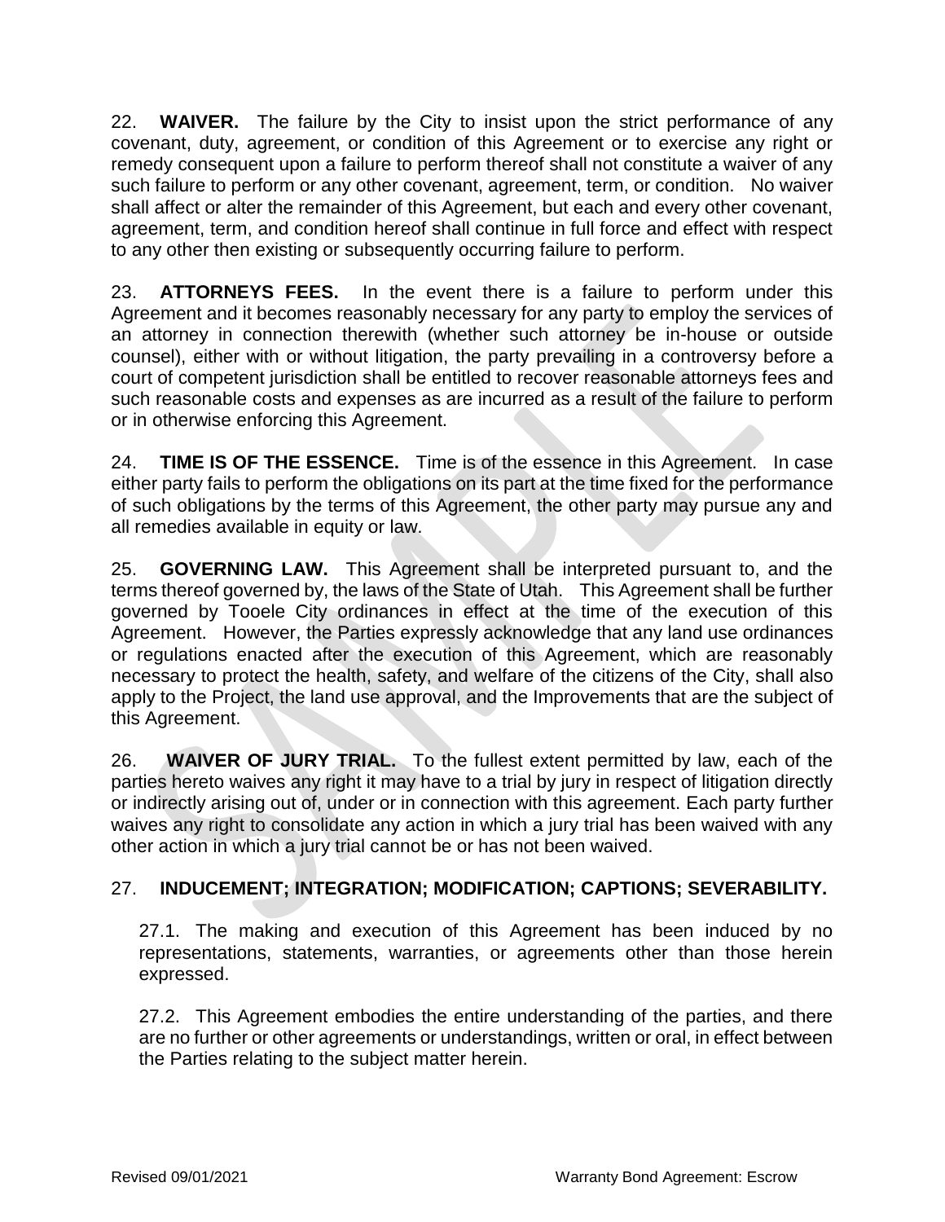22. **WAIVER.** The failure by the City to insist upon the strict performance of any covenant, duty, agreement, or condition of this Agreement or to exercise any right or remedy consequent upon a failure to perform thereof shall not constitute a waiver of any such failure to perform or any other covenant, agreement, term, or condition. No waiver shall affect or alter the remainder of this Agreement, but each and every other covenant, agreement, term, and condition hereof shall continue in full force and effect with respect to any other then existing or subsequently occurring failure to perform.

23. **ATTORNEYS FEES.** In the event there is a failure to perform under this Agreement and it becomes reasonably necessary for any party to employ the services of an attorney in connection therewith (whether such attorney be in-house or outside counsel), either with or without litigation, the party prevailing in a controversy before a court of competent jurisdiction shall be entitled to recover reasonable attorneys fees and such reasonable costs and expenses as are incurred as a result of the failure to perform or in otherwise enforcing this Agreement.

24. **TIME IS OF THE ESSENCE.** Time is of the essence in this Agreement. In case either party fails to perform the obligations on its part at the time fixed for the performance of such obligations by the terms of this Agreement, the other party may pursue any and all remedies available in equity or law.

25. **GOVERNING LAW.** This Agreement shall be interpreted pursuant to, and the terms thereof governed by, the laws of the State of Utah. This Agreement shall be further governed by Tooele City ordinances in effect at the time of the execution of this Agreement. However, the Parties expressly acknowledge that any land use ordinances or regulations enacted after the execution of this Agreement, which are reasonably necessary to protect the health, safety, and welfare of the citizens of the City, shall also apply to the Project, the land use approval, and the Improvements that are the subject of this Agreement.

26. **WAIVER OF JURY TRIAL.** To the fullest extent permitted by law, each of the parties hereto waives any right it may have to a trial by jury in respect of litigation directly or indirectly arising out of, under or in connection with this agreement. Each party further waives any right to consolidate any action in which a jury trial has been waived with any other action in which a jury trial cannot be or has not been waived.

27. **INDUCEMENT; INTEGRATION; MODIFICATION; CAPTIONS; SEVERABILITY.**

27.1. The making and execution of this Agreement has been induced by no representations, statements, warranties, or agreements other than those herein expressed.

27.2. This Agreement embodies the entire understanding of the parties, and there are no further or other agreements or understandings, written or oral, in effect between the Parties relating to the subject matter herein.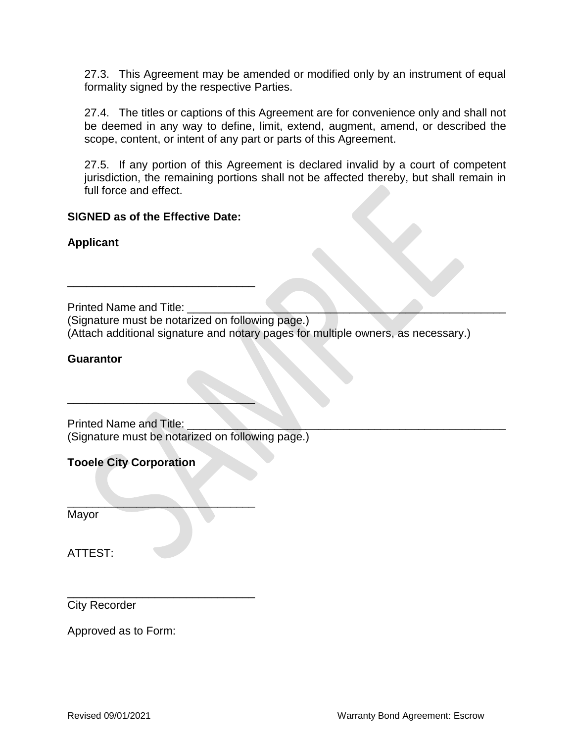27.3. This Agreement may be amended or modified only by an instrument of equal formality signed by the respective Parties.

27.4. The titles or captions of this Agreement are for convenience only and shall not be deemed in any way to define, limit, extend, augment, amend, or described the scope, content, or intent of any part or parts of this Agreement.

27.5. If any portion of this Agreement is declared invalid by a court of competent jurisdiction, the remaining portions shall not be affected thereby, but shall remain in full force and effect.

**SIGNED as of the Effective Date:**

**Applicant**

______________________________

Printed Name and Title: ______________________________________________________
(Signature must be notarized on following page.)
(Attach additional signature and notary pages for multiple owners, as necessary.)

**Guarantor**

______________________________

Printed Name and Title: ______________________________________________________
(Signature must be notarized on following page.)

**Tooele City Corporation**

______________________________
Mayor

ATTEST:

______________________________
City Recorder

Approved as to Form: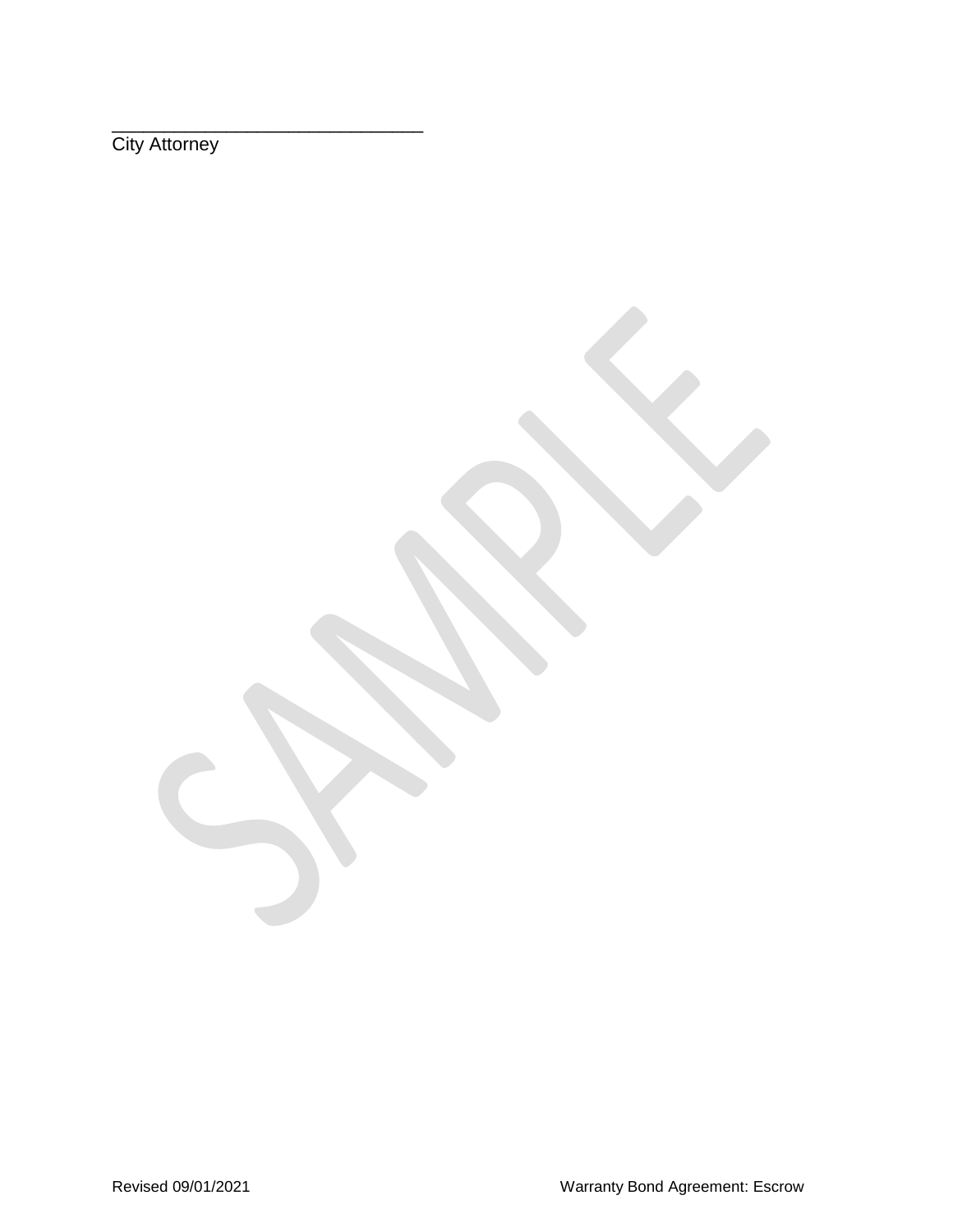\_\_\_\_\_\_\_\_\_\_\_\_\_\_\_\_\_\_\_\_\_\_\_\_\_\_\_\_\_\_\_\_

City Attorney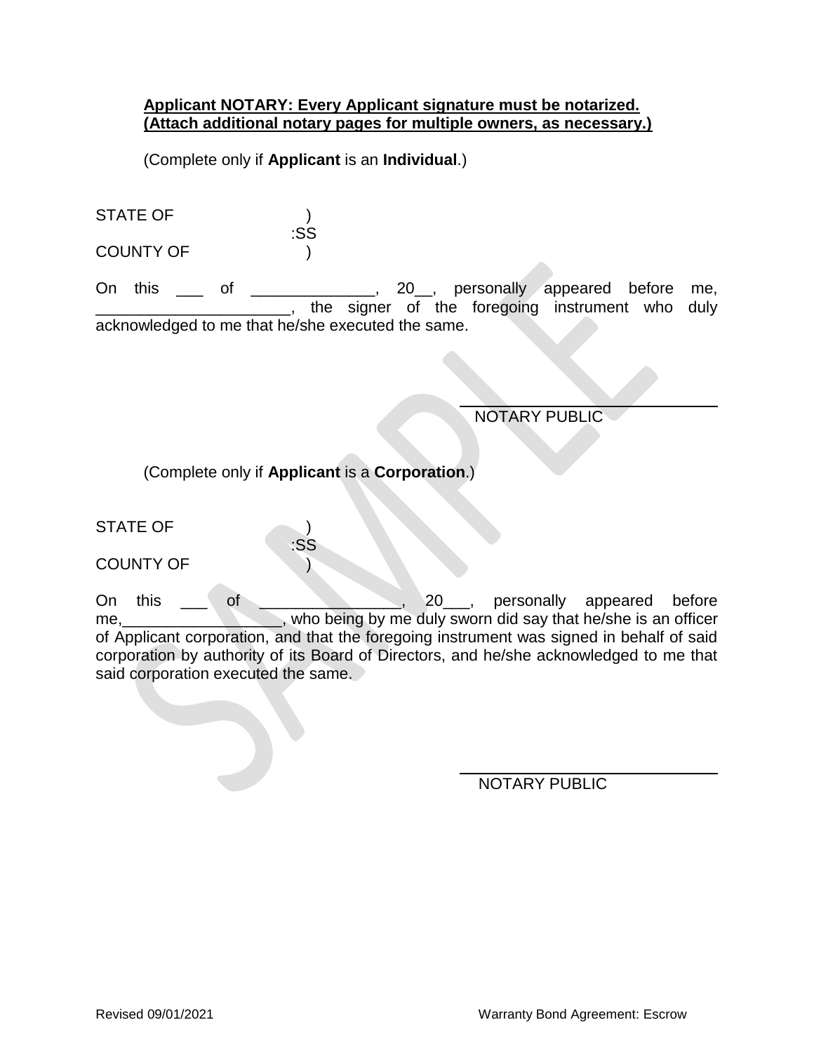**Applicant NOTARY: Every Applicant signature must be notarized.**
**(Attach additional notary pages for multiple owners, as necessary.)**

(Complete only if **Applicant** is an **Individual**.)

STATE OF )
:SS
COUNTY OF )

On this ___ of ______________, 20__, personally appeared before me, ______________________, the signer of the foregoing instrument who duly acknowledged to me that he/she executed the same.

NOTARY PUBLIC

(Complete only if **Applicant** is a **Corporation**.)

STATE OF )
:SS
COUNTY OF )

On this ___ of ________________, 20___, personally appeared before me,__________________, who being by me duly sworn did say that he/she is an officer of Applicant corporation, and that the foregoing instrument was signed in behalf of said corporation by authority of its Board of Directors, and he/she acknowledged to me that said corporation executed the same.

NOTARY PUBLIC

Revised 09/01/2021 Warranty Bond Agreement: Escrow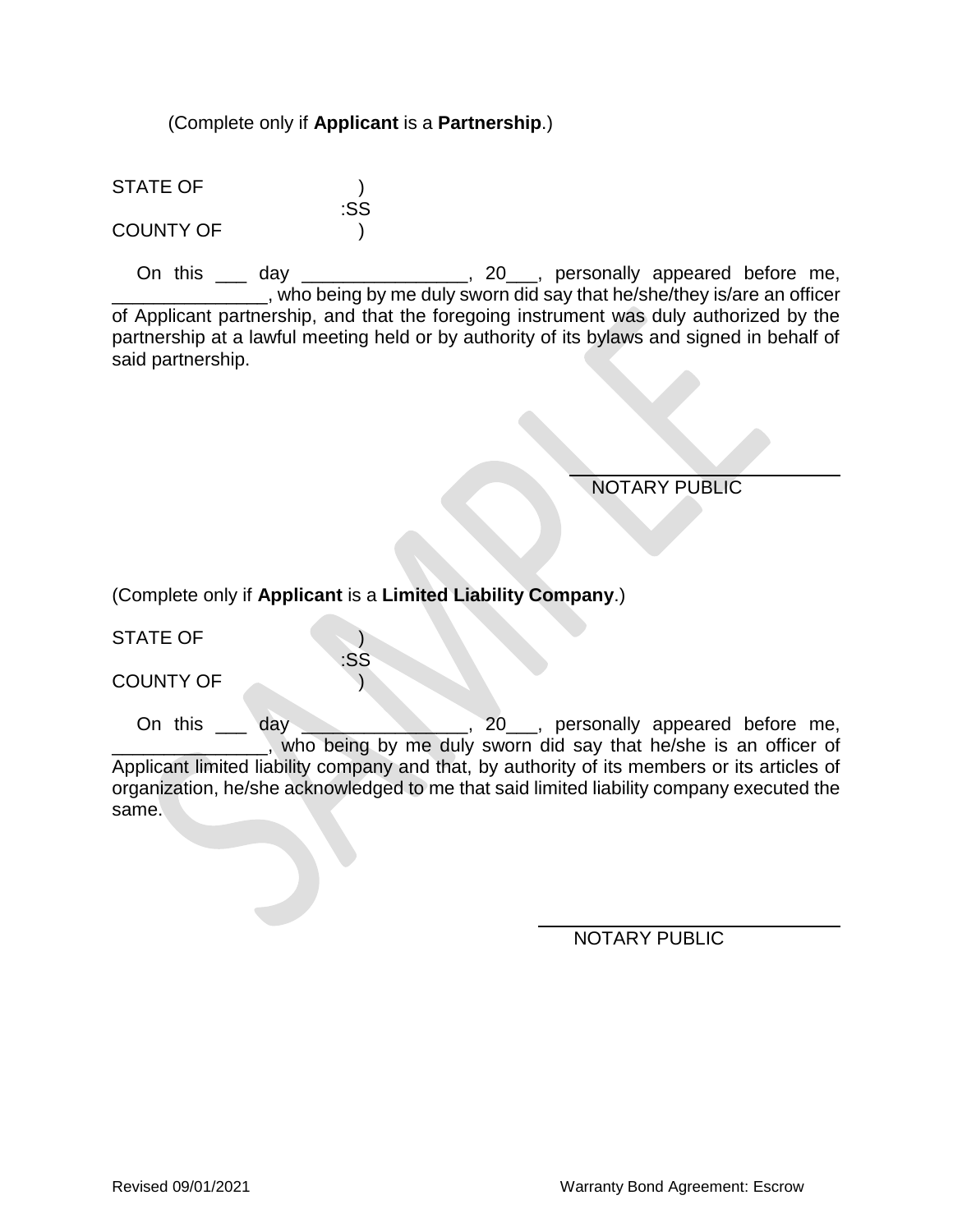(Complete only if **Applicant** is a **Partnership**.)

STATE OF )
:SS
COUNTY OF )

On this ___ day ________________, 20___, personally appeared before me, _______________, who being by me duly sworn did say that he/she/they is/are an officer of Applicant partnership, and that the foregoing instrument was duly authorized by the partnership at a lawful meeting held or by authority of its bylaws and signed in behalf of said partnership.

_____________________________
NOTARY PUBLIC

(Complete only if **Applicant** is a **Limited Liability Company**.)

STATE OF )
:SS
COUNTY OF )

On this ___ day ________________, 20___, personally appeared before me, _______________, who being by me duly sworn did say that he/she is an officer of Applicant limited liability company and that, by authority of its members or its articles of organization, he/she acknowledged to me that said limited liability company executed the same.

_____________________________
NOTARY PUBLIC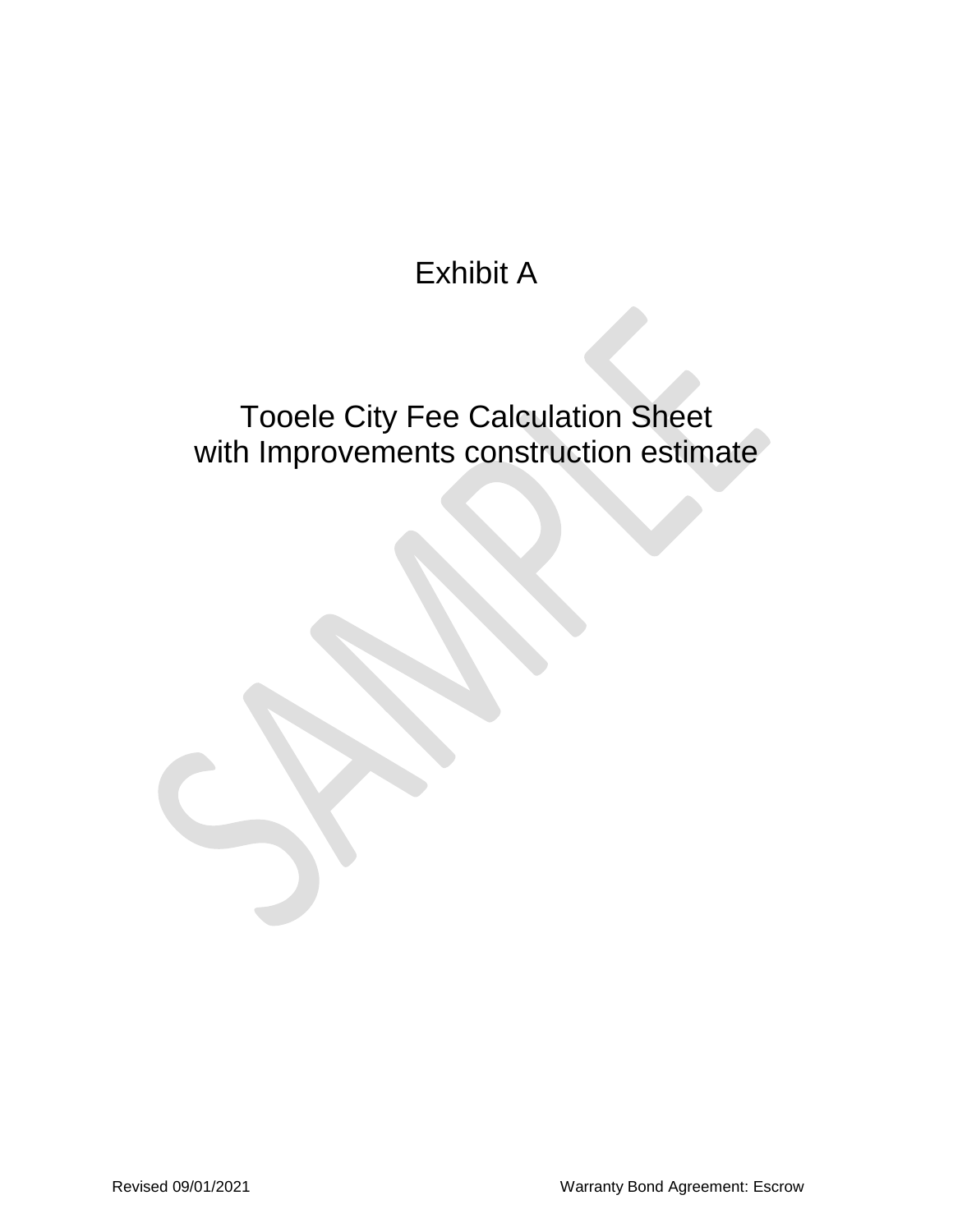# Exhibit A

## Tooele City Fee Calculation Sheet with Improvements construction estimate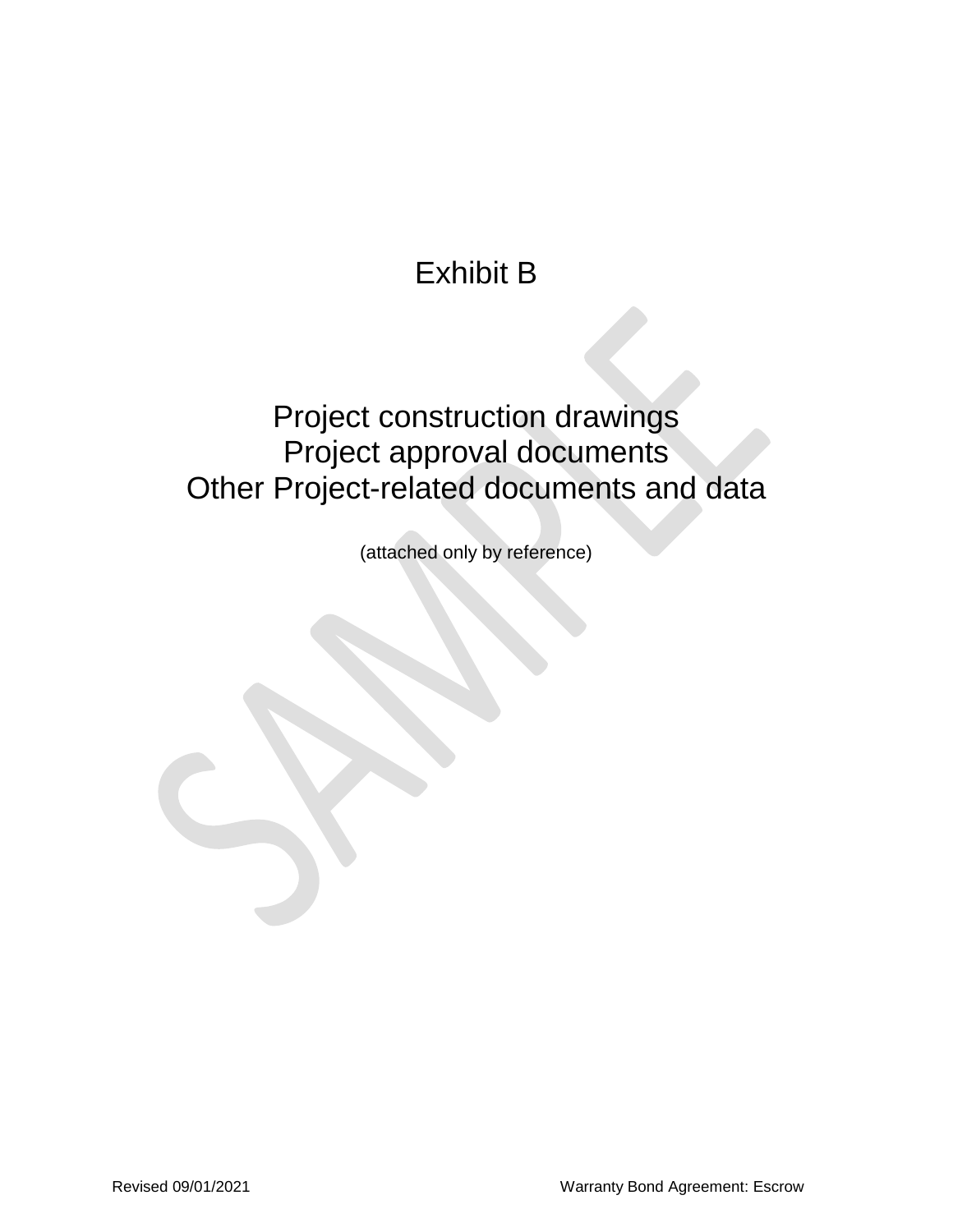# Exhibit B

## Project construction drawings
## Project approval documents
## Other Project-related documents and data

(attached only by reference)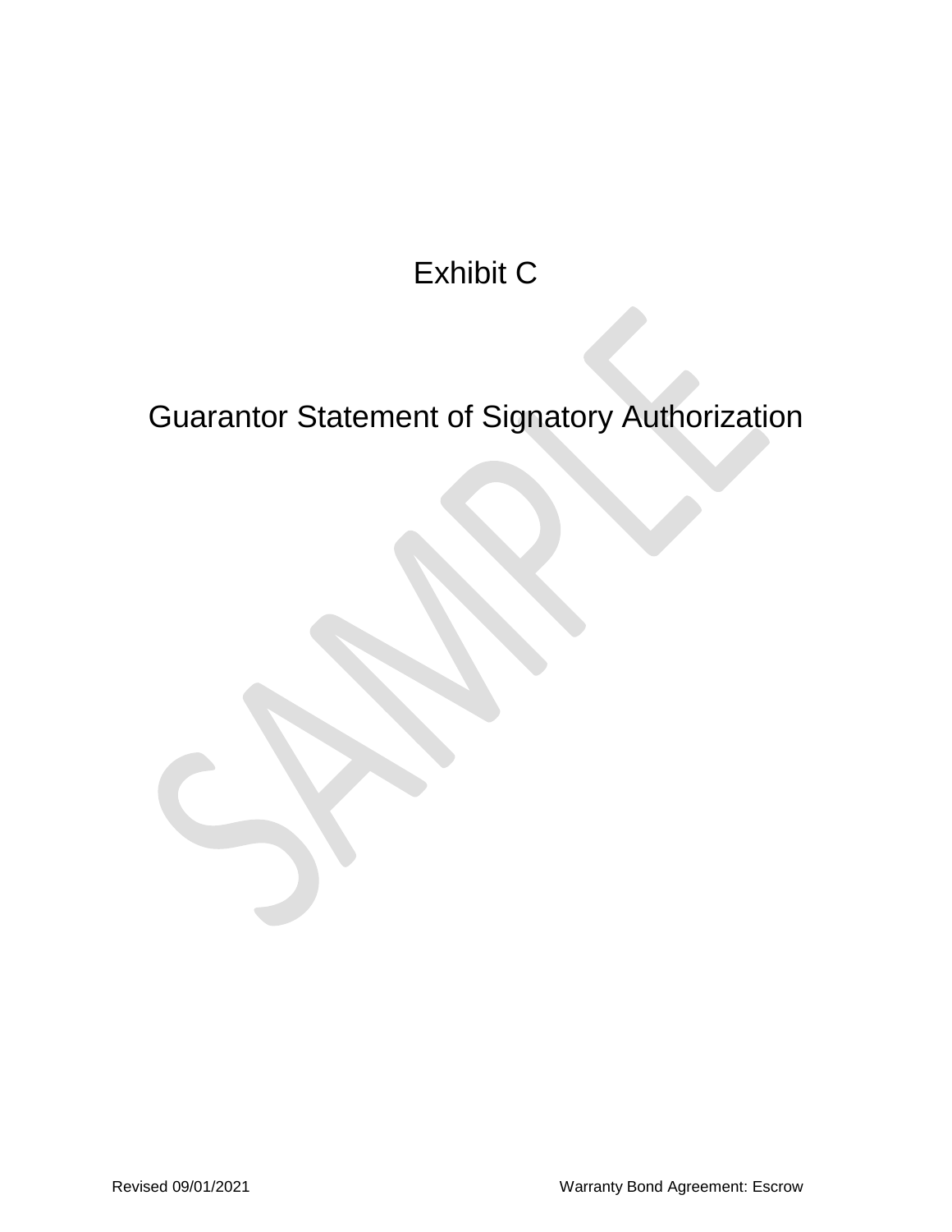# Exhibit C

# Guarantor Statement of Signatory Authorization